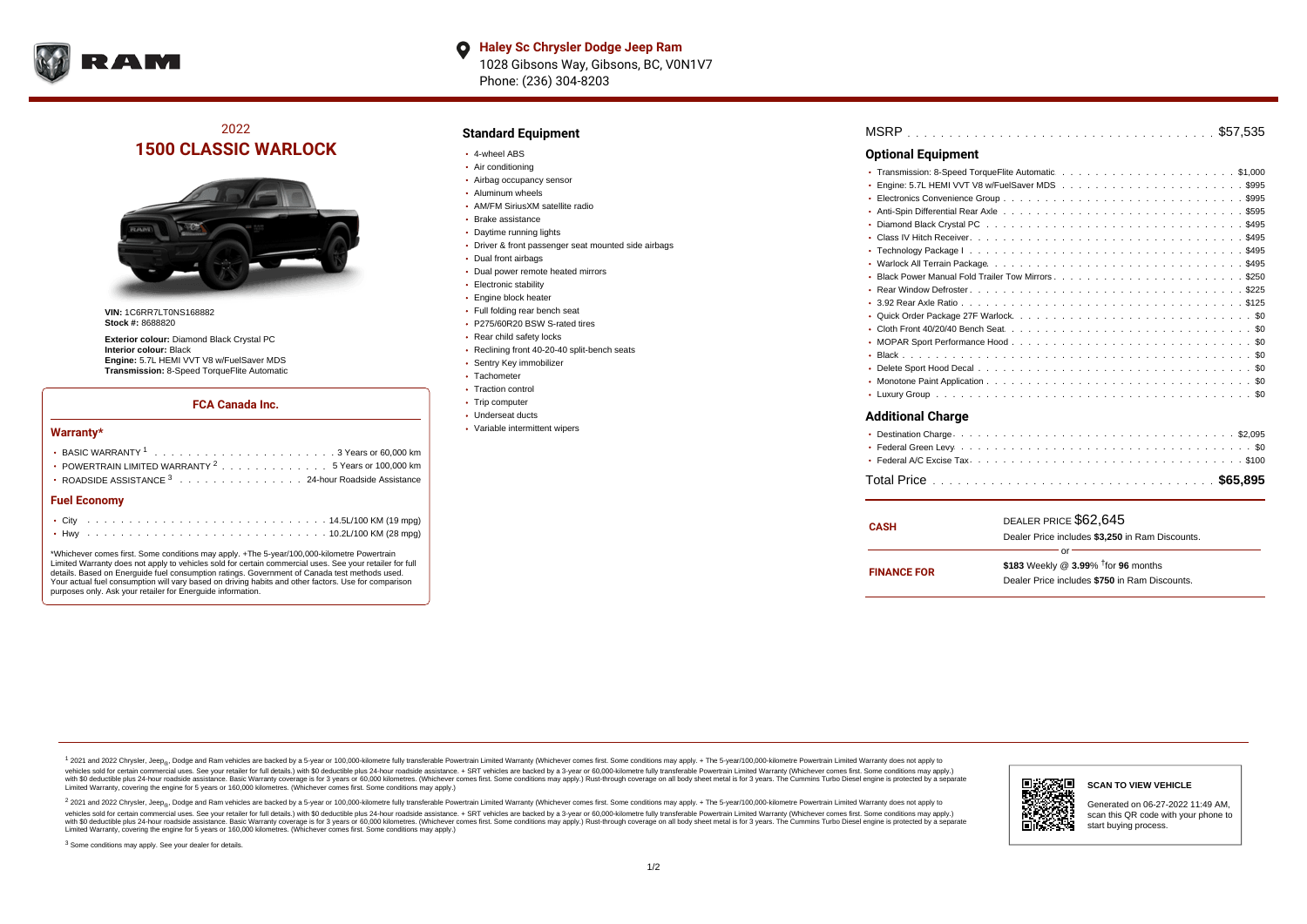**Haley Sc Chrysler Dodge Jeep Ram**
1028 Gibsons Way, Gibsons, BC, V0N1V7
Phone: (236) 304-8203

# 2022
# 1500 CLASSIC WARLOCK

**VIN:** 1C6RR7LT0NS168882
**Stock #:** 8688820

**Exterior colour:** Diamond Black Crystal PC
**Interior colour:** Black
**Engine:** 5.7L HEMI VVT V8 w/FuelSaver MDS
**Transmission:** 8-Speed TorqueFlite Automatic

### FCA Canada Inc.

#### Warranty*

- BASIC WARRANTY [1] . . . . . 3 Years or 60,000 km
- POWERTRAIN LIMITED WARRANTY [2] . . . . . 5 Years or 100,000 km
- ROADSIDE ASSISTANCE [3] . . . . . 24-hour Roadside Assistance

#### Fuel Economy

- City . . . . . 14.5L/100 KM (19 mpg)
- Hwy . . . . . 10.2L/100 KM (28 mpg)

*Whichever comes first. Some conditions may apply. +The 5-year/100,000-kilometre Powertrain Limited Warranty does not apply to vehicles sold for certain commercial uses. See your retailer for full details. Based on Energuide fuel consumption ratings. Government of Canada test methods used. Your actual fuel consumption will vary based on driving habits and other factors. Use for comparison purposes only. Ask your retailer for Energuide information.

## Standard Equipment

- 4-wheel ABS
- Air conditioning
- Airbag occupancy sensor
- Aluminum wheels
- AM/FM SiriusXM satellite radio
- Brake assistance
- Daytime running lights
- Driver & front passenger seat mounted side airbags
- Dual front airbags
- Dual power remote heated mirrors
- Electronic stability
- Engine block heater
- Full folding rear bench seat
- P275/60R20 BSW S-rated tires
- Rear child safety locks
- Reclining front 40-20-40 split-bench seats
- Sentry Key immobilizer
- Tachometer
- Traction control
- Trip computer
- Underseat ducts
- Variable intermittent wipers

MSRP . . . . . $57,535

## Optional Equipment

- Transmission: 8-Speed TorqueFlite Automatic . . . . . $1,000
- Engine: 5.7L HEMI VVT V8 w/FuelSaver MDS . . . . . $995
- Electronics Convenience Group . . . . . $995
- Anti-Spin Differential Rear Axle . . . . . $595
- Diamond Black Crystal PC . . . . . $495
- Class IV Hitch Receiver . . . . . $495
- Technology Package I . . . . . $495
- Warlock All Terrain Package . . . . . $495
- Black Power Manual Fold Trailer Tow Mirrors . . . . . $250
- Rear Window Defroster . . . . . $225
- 3.92 Rear Axle Ratio . . . . . $125
- Quick Order Package 27F Warlock . . . . . $0
- Cloth Front 40/20/40 Bench Seat . . . . . $0
- MOPAR Sport Performance Hood . . . . . $0
- Black . . . . . $0
- Delete Sport Hood Decal . . . . . $0
- Monotone Paint Application . . . . . $0
- Luxury Group . . . . . $0

## Additional Charge

- Destination Charge . . . . . $2,095
- Federal Green Levy . . . . . $0
- Federal A/C Excise Tax . . . . . $100

Total Price . . . . . **$65,895**

| | |
|---|---|
| **CASH** | DEALER PRICE $62,645<br>Dealer Price includes **$3,250** in Ram Discounts. |
| | or |
| **FINANCE FOR** | **$183** Weekly @ **3.99**% †for **96** months<br>Dealer Price includes **$750** in Ram Discounts. |

[1] 2021 and 2022 Chrysler, Jeep®, Dodge and Ram vehicles are backed by a 5-year or 100,000-kilometre fully transferable Powertrain Limited Warranty (Whichever comes first. Some conditions may apply. + The 5-year/100,000-kilometre Powertrain Limited Warranty does not apply to vehicles sold for certain commercial uses. See your retailer for full details.) with $0 deductible plus 24-hour roadside assistance. + SRT vehicles are backed by a 3-year or 60,000-kilometre fully transferable Powertrain Limited Warranty (Whichever comes first. Some conditions may apply.) with $0 deductible plus 24-hour roadside assistance. Basic Warranty coverage is for 3 years or 60,000 kilometres. (Whichever comes first. Some conditions may apply.) Rust-through coverage on all body sheet metal is for 3 years. The Cummins Turbo Diesel engine is protected by a separate Limited Warranty, covering the engine for 5 years or 160,000 kilometres. (Whichever comes first. Some conditions may apply.)

[2] 2021 and 2022 Chrysler, Jeep®, Dodge and Ram vehicles are backed by a 5-year or 100,000-kilometre fully transferable Powertrain Limited Warranty (Whichever comes first. Some conditions may apply. + The 5-year/100,000-kilometre Powertrain Limited Warranty does not apply to vehicles sold for certain commercial uses. See your retailer for full details.) with $0 deductible plus 24-hour roadside assistance. + SRT vehicles are backed by a 3-year or 60,000-kilometre fully transferable Powertrain Limited Warranty (Whichever comes first. Some conditions may apply.) with $0 deductible plus 24-hour roadside assistance. Basic Warranty coverage is for 3 years or 60,000 kilometres. (Whichever comes first. Some conditions may apply.) Rust-through coverage on all body sheet metal is for 3 years. The Cummins Turbo Diesel engine is protected by a separate Limited Warranty, covering the engine for 5 years or 160,000 kilometres. (Whichever comes first. Some conditions may apply.)

[3] Some conditions may apply. See your dealer for details.

**SCAN TO VIEW VEHICLE**

Generated on 06-27-2022 11:49 AM, scan this QR code with your phone to start buying process.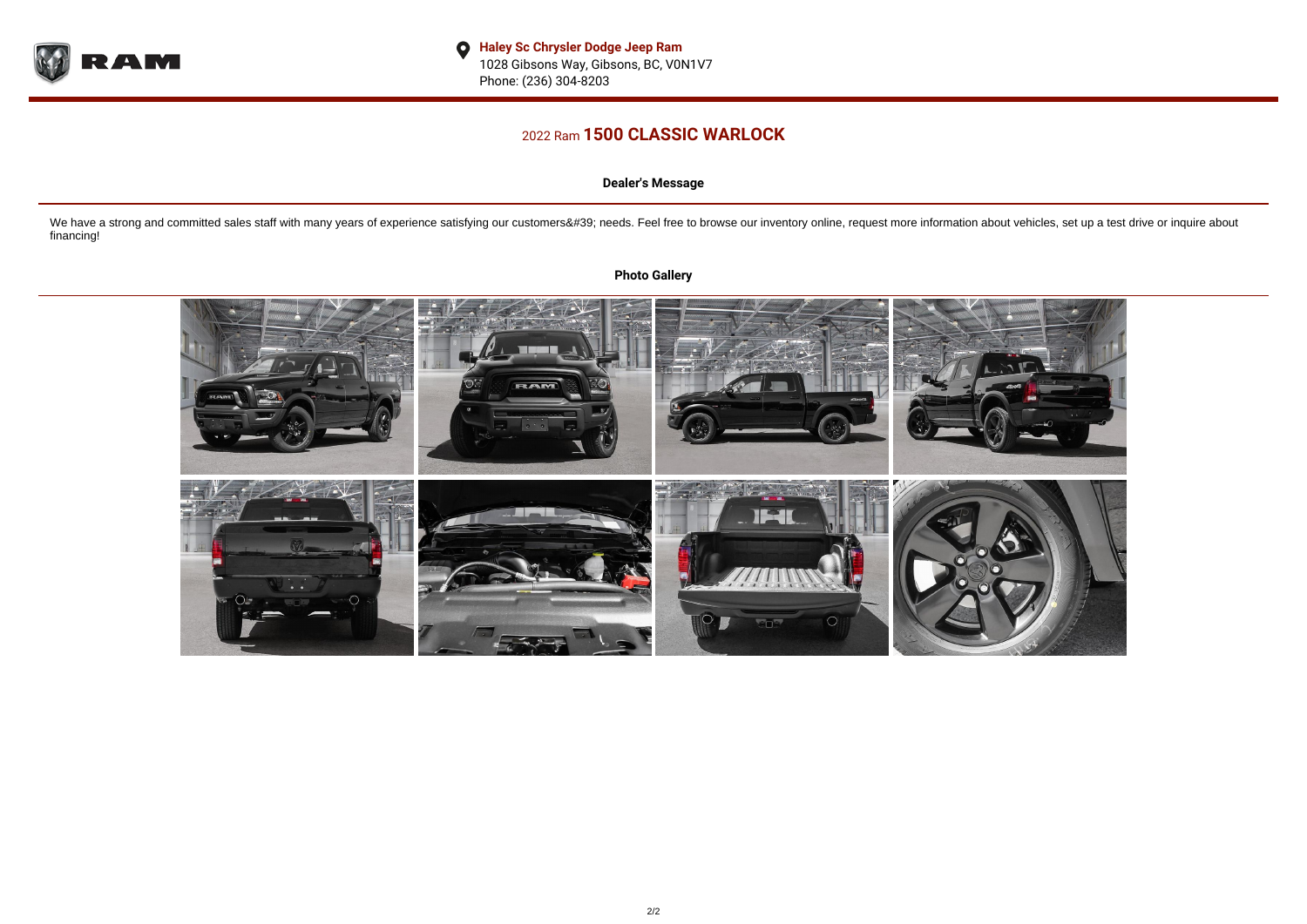RAM

**Haley Sc Chrysler Dodge Jeep Ram**
1028 Gibsons Way, Gibsons, BC, V0N1V7
Phone: (236) 304-8203

# 2022 Ram **1500 CLASSIC WARLOCK**

## Dealer's Message

We have a strong and committed sales staff with many years of experience satisfying our customers&#39; needs. Feel free to browse our inventory online, request more information about vehicles, set up a test drive or inquire about financing!

## Photo Gallery